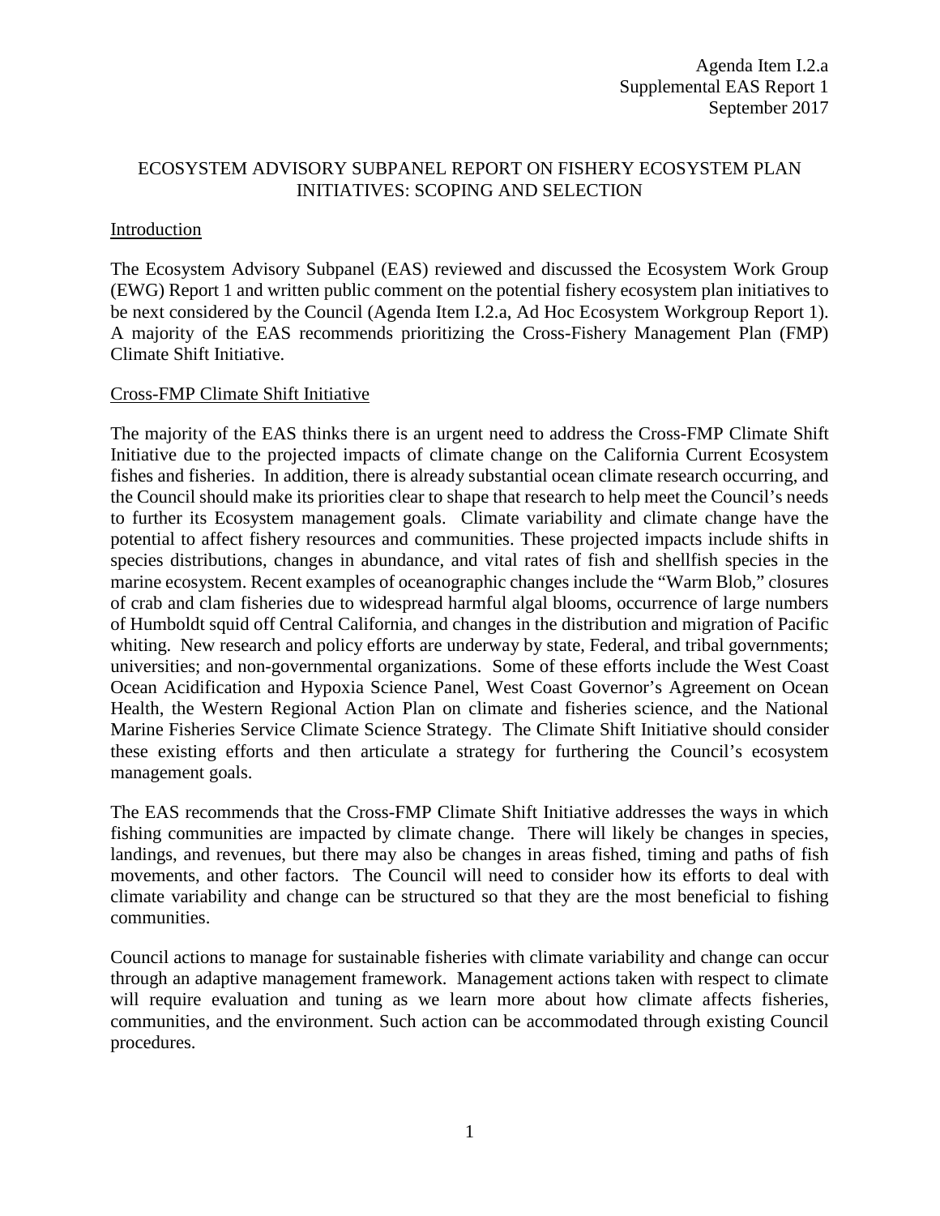Agenda Item I.2.a
Supplemental EAS Report 1
September 2017

# ECOSYSTEM ADVISORY SUBPANEL REPORT ON FISHERY ECOSYSTEM PLAN INITIATIVES: SCOPING AND SELECTION

## Introduction

The Ecosystem Advisory Subpanel (EAS) reviewed and discussed the Ecosystem Work Group (EWG) Report 1 and written public comment on the potential fishery ecosystem plan initiatives to be next considered by the Council (Agenda Item I.2.a, Ad Hoc Ecosystem Workgroup Report 1). A majority of the EAS recommends prioritizing the Cross-Fishery Management Plan (FMP) Climate Shift Initiative.

## Cross-FMP Climate Shift Initiative

The majority of the EAS thinks there is an urgent need to address the Cross-FMP Climate Shift Initiative due to the projected impacts of climate change on the California Current Ecosystem fishes and fisheries. In addition, there is already substantial ocean climate research occurring, and the Council should make its priorities clear to shape that research to help meet the Council's needs to further its Ecosystem management goals. Climate variability and climate change have the potential to affect fishery resources and communities. These projected impacts include shifts in species distributions, changes in abundance, and vital rates of fish and shellfish species in the marine ecosystem. Recent examples of oceanographic changes include the "Warm Blob," closures of crab and clam fisheries due to widespread harmful algal blooms, occurrence of large numbers of Humboldt squid off Central California, and changes in the distribution and migration of Pacific whiting. New research and policy efforts are underway by state, Federal, and tribal governments; universities; and non-governmental organizations. Some of these efforts include the West Coast Ocean Acidification and Hypoxia Science Panel, West Coast Governor's Agreement on Ocean Health, the Western Regional Action Plan on climate and fisheries science, and the National Marine Fisheries Service Climate Science Strategy. The Climate Shift Initiative should consider these existing efforts and then articulate a strategy for furthering the Council's ecosystem management goals.

The EAS recommends that the Cross-FMP Climate Shift Initiative addresses the ways in which fishing communities are impacted by climate change. There will likely be changes in species, landings, and revenues, but there may also be changes in areas fished, timing and paths of fish movements, and other factors. The Council will need to consider how its efforts to deal with climate variability and change can be structured so that they are the most beneficial to fishing communities.

Council actions to manage for sustainable fisheries with climate variability and change can occur through an adaptive management framework. Management actions taken with respect to climate will require evaluation and tuning as we learn more about how climate affects fisheries, communities, and the environment. Such action can be accommodated through existing Council procedures.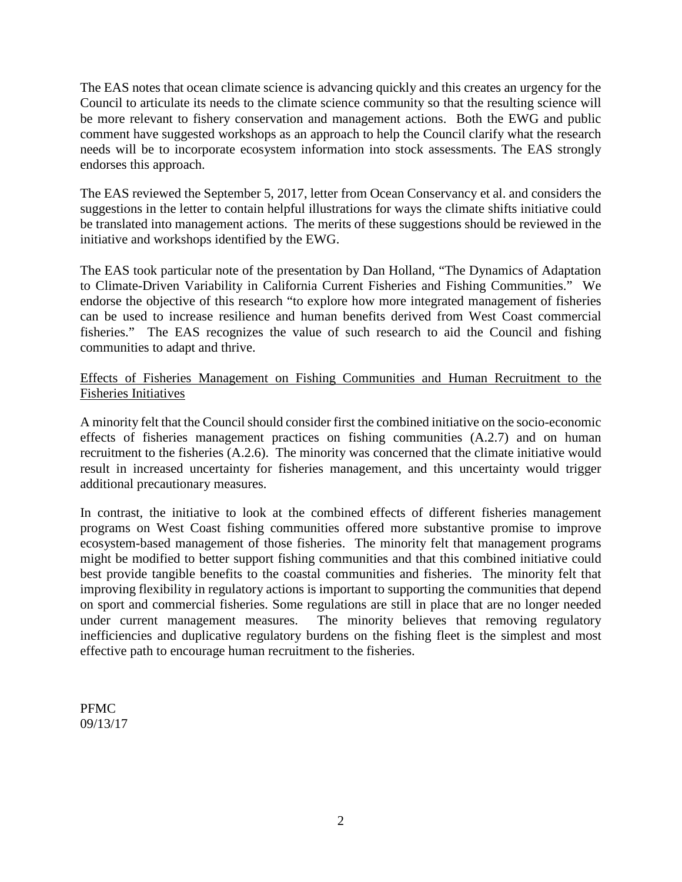The EAS notes that ocean climate science is advancing quickly and this creates an urgency for the Council to articulate its needs to the climate science community so that the resulting science will be more relevant to fishery conservation and management actions. Both the EWG and public comment have suggested workshops as an approach to help the Council clarify what the research needs will be to incorporate ecosystem information into stock assessments. The EAS strongly endorses this approach.

The EAS reviewed the September 5, 2017, letter from Ocean Conservancy et al. and considers the suggestions in the letter to contain helpful illustrations for ways the climate shifts initiative could be translated into management actions. The merits of these suggestions should be reviewed in the initiative and workshops identified by the EWG.

The EAS took particular note of the presentation by Dan Holland, "The Dynamics of Adaptation to Climate-Driven Variability in California Current Fisheries and Fishing Communities." We endorse the objective of this research "to explore how more integrated management of fisheries can be used to increase resilience and human benefits derived from West Coast commercial fisheries." The EAS recognizes the value of such research to aid the Council and fishing communities to adapt and thrive.

Effects of Fisheries Management on Fishing Communities and Human Recruitment to the Fisheries Initiatives

A minority felt that the Council should consider first the combined initiative on the socio-economic effects of fisheries management practices on fishing communities (A.2.7) and on human recruitment to the fisheries (A.2.6). The minority was concerned that the climate initiative would result in increased uncertainty for fisheries management, and this uncertainty would trigger additional precautionary measures.

In contrast, the initiative to look at the combined effects of different fisheries management programs on West Coast fishing communities offered more substantive promise to improve ecosystem-based management of those fisheries. The minority felt that management programs might be modified to better support fishing communities and that this combined initiative could best provide tangible benefits to the coastal communities and fisheries. The minority felt that improving flexibility in regulatory actions is important to supporting the communities that depend on sport and commercial fisheries. Some regulations are still in place that are no longer needed under current management measures. The minority believes that removing regulatory inefficiencies and duplicative regulatory burdens on the fishing fleet is the simplest and most effective path to encourage human recruitment to the fisheries.

PFMC
09/13/17